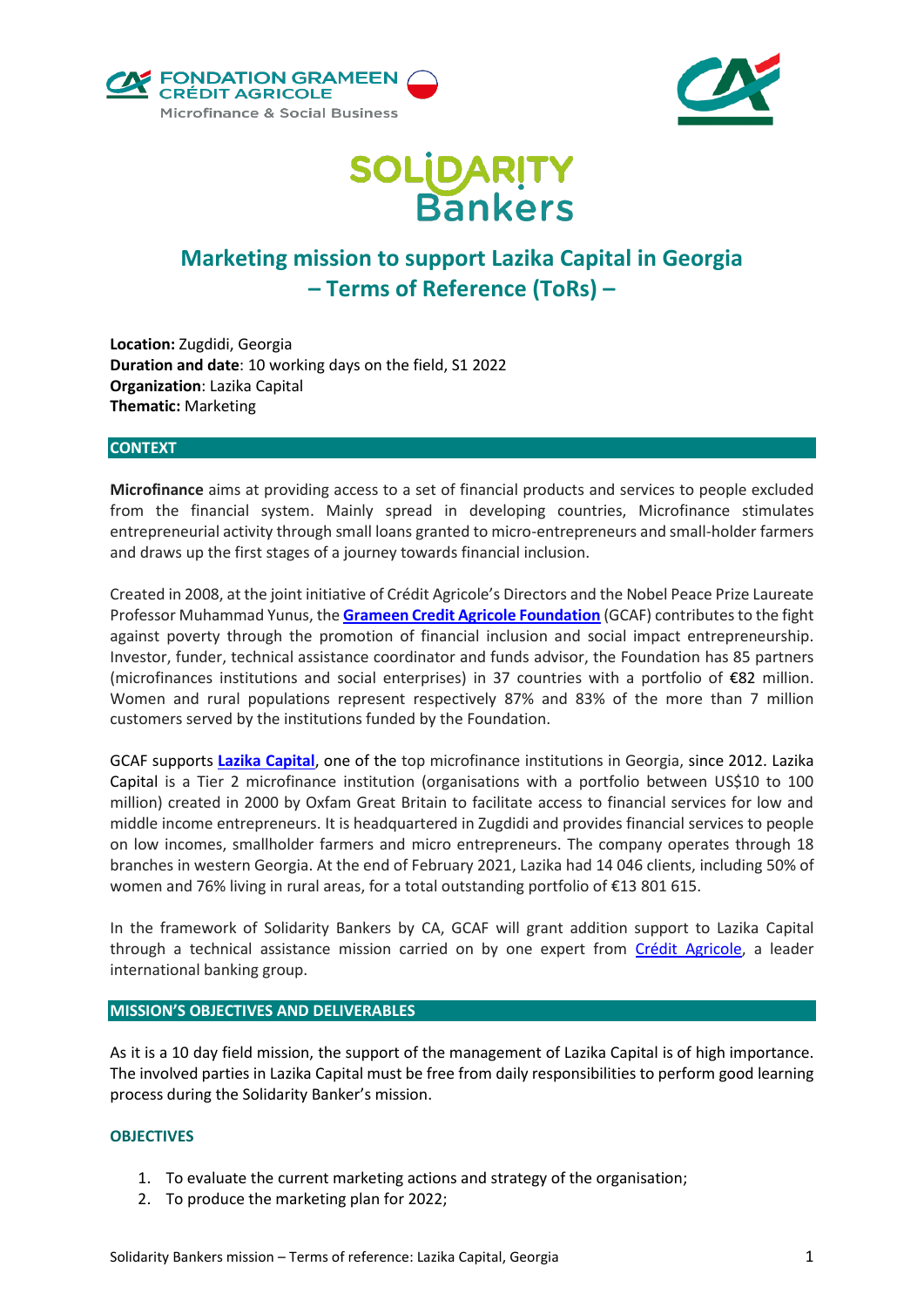# Marketing mission to support Lazika Capital in Georgia – Terms of Reference (ToRs) –

**Location:** Zugdidi, Georgia
**Duration and date**: 10 working days on the field, S1 2022
**Organization**: Lazika Capital
**Thematic:** Marketing

## CONTEXT

**Microfinance** aims at providing access to a set of financial products and services to people excluded from the financial system. Mainly spread in developing countries, Microfinance stimulates entrepreneurial activity through small loans granted to micro-entrepreneurs and small-holder farmers and draws up the first stages of a journey towards financial inclusion.

Created in 2008, at the joint initiative of Crédit Agricole's Directors and the Nobel Peace Prize Laureate Professor Muhammad Yunus, the **Grameen Credit Agricole Foundation** (GCAF) contributes to the fight against poverty through the promotion of financial inclusion and social impact entrepreneurship. Investor, funder, technical assistance coordinator and funds advisor, the Foundation has 85 partners (microfinances institutions and social enterprises) in 37 countries with a portfolio of €82 million. Women and rural populations represent respectively 87% and 83% of the more than 7 million customers served by the institutions funded by the Foundation.

GCAF supports **Lazika Capital**, one of the top microfinance institutions in Georgia, since 2012. Lazika Capital is a Tier 2 microfinance institution (organisations with a portfolio between US$10 to 100 million) created in 2000 by Oxfam Great Britain to facilitate access to financial services for low and middle income entrepreneurs. It is headquartered in Zugdidi and provides financial services to people on low incomes, smallholder farmers and micro entrepreneurs. The company operates through 18 branches in western Georgia. At the end of February 2021, Lazika had 14 046 clients, including 50% of women and 76% living in rural areas, for a total outstanding portfolio of €13 801 615.

In the framework of Solidarity Bankers by CA, GCAF will grant addition support to Lazika Capital through a technical assistance mission carried on by one expert from Crédit Agricole, a leader international banking group.

## MISSION'S OBJECTIVES AND DELIVERABLES

As it is a 10 day field mission, the support of the management of Lazika Capital is of high importance. The involved parties in Lazika Capital must be free from daily responsibilities to perform good learning process during the Solidarity Banker's mission.

### OBJECTIVES

1. To evaluate the current marketing actions and strategy of the organisation;
2. To produce the marketing plan for 2022;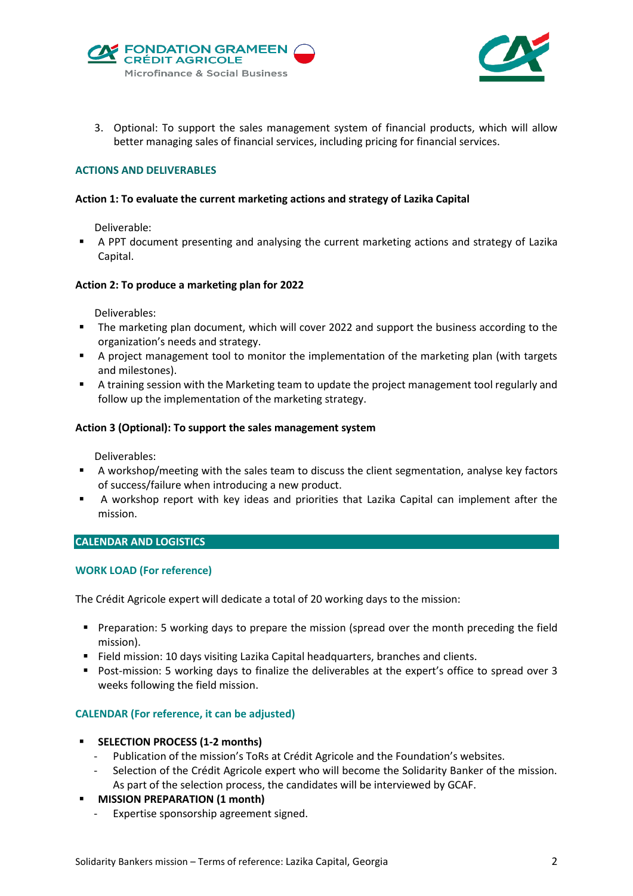3. Optional: To support the sales management system of financial products, which will allow better managing sales of financial services, including pricing for financial services.

### ACTIONS AND DELIVERABLES

**Action 1: To evaluate the current marketing actions and strategy of Lazika Capital**

Deliverable:

- A PPT document presenting and analysing the current marketing actions and strategy of Lazika Capital.

**Action 2: To produce a marketing plan for 2022**

Deliverables:

- The marketing plan document, which will cover 2022 and support the business according to the organization's needs and strategy.
- A project management tool to monitor the implementation of the marketing plan (with targets and milestones).
- A training session with the Marketing team to update the project management tool regularly and follow up the implementation of the marketing strategy.

**Action 3 (Optional): To support the sales management system**

Deliverables:

- A workshop/meeting with the sales team to discuss the client segmentation, analyse key factors of success/failure when introducing a new product.
- A workshop report with key ideas and priorities that Lazika Capital can implement after the mission.

## CALENDAR AND LOGISTICS

### WORK LOAD (For reference)

The Crédit Agricole expert will dedicate a total of 20 working days to the mission:

- Preparation: 5 working days to prepare the mission (spread over the month preceding the field mission).
- Field mission: 10 days visiting Lazika Capital headquarters, branches and clients.
- Post-mission: 5 working days to finalize the deliverables at the expert's office to spread over 3 weeks following the field mission.

### CALENDAR (For reference, it can be adjusted)

- **SELECTION PROCESS (1-2 months)**
  - Publication of the mission's ToRs at Crédit Agricole and the Foundation's websites.
  - Selection of the Crédit Agricole expert who will become the Solidarity Banker of the mission. As part of the selection process, the candidates will be interviewed by GCAF.
- **MISSION PREPARATION (1 month)**
  - Expertise sponsorship agreement signed.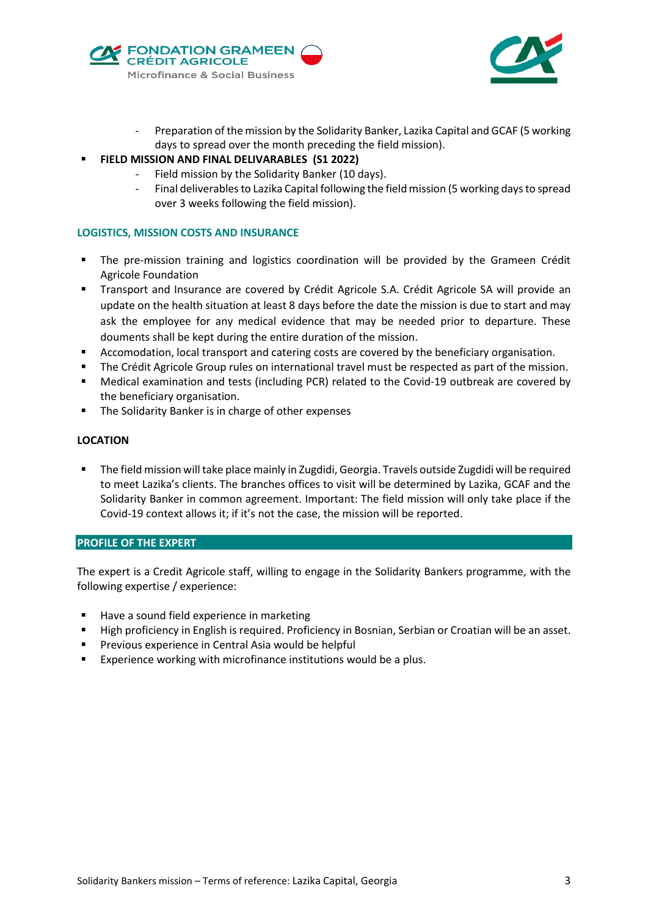- Preparation of the mission by the Solidarity Banker, Lazika Capital and GCAF (5 working days to spread over the month preceding the field mission).

- **FIELD MISSION AND FINAL DELIVARABLES (S1 2022)**
  - Field mission by the Solidarity Banker (10 days).
  - Final deliverables to Lazika Capital following the field mission (5 working days to spread over 3 weeks following the field mission).

## LOGISTICS, MISSION COSTS AND INSURANCE

- The pre-mission training and logistics coordination will be provided by the Grameen Crédit Agricole Foundation
- Transport and Insurance are covered by Crédit Agricole S.A. Crédit Agricole SA will provide an update on the health situation at least 8 days before the date the mission is due to start and may ask the employee for any medical evidence that may be needed prior to departure. These douments shall be kept during the entire duration of the mission.
- Accomodation, local transport and catering costs are covered by the beneficiary organisation.
- The Crédit Agricole Group rules on international travel must be respected as part of the mission.
- Medical examination and tests (including PCR) related to the Covid-19 outbreak are covered by the beneficiary organisation.
- The Solidarity Banker is in charge of other expenses

## LOCATION

- The field mission will take place mainly in Zugdidi, Georgia. Travels outside Zugdidi will be required to meet Lazika's clients. The branches offices to visit will be determined by Lazika, GCAF and the Solidarity Banker in common agreement. Important: The field mission will only take place if the Covid-19 context allows it; if it's not the case, the mission will be reported.

## PROFILE OF THE EXPERT

The expert is a Credit Agricole staff, willing to engage in the Solidarity Bankers programme, with the following expertise / experience:

- Have a sound field experience in marketing
- High proficiency in English is required. Proficiency in Bosnian, Serbian or Croatian will be an asset.
- Previous experience in Central Asia would be helpful
- Experience working with microfinance institutions would be a plus.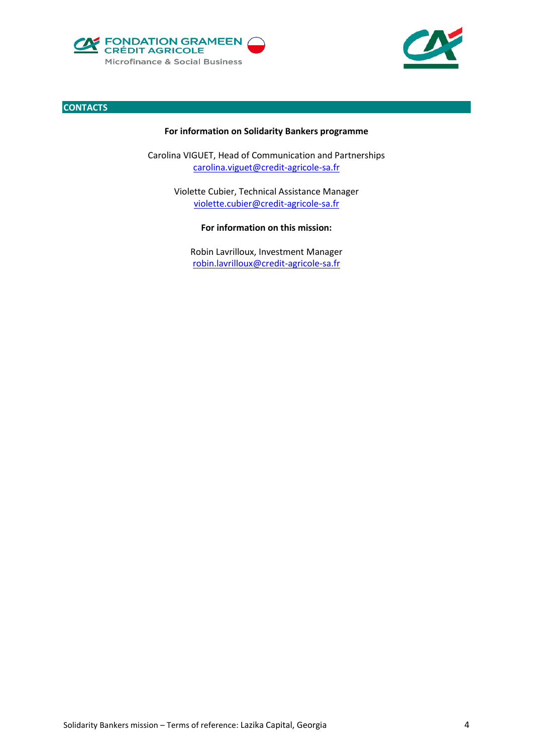## CONTACTS

**For information on Solidarity Bankers programme**

Carolina VIGUET, Head of Communication and Partnerships
carolina.viguet@credit-agricole-sa.fr

Violette Cubier, Technical Assistance Manager
violette.cubier@credit-agricole-sa.fr

**For information on this mission:**

Robin Lavrilloux, Investment Manager
robin.lavrilloux@credit-agricole-sa.fr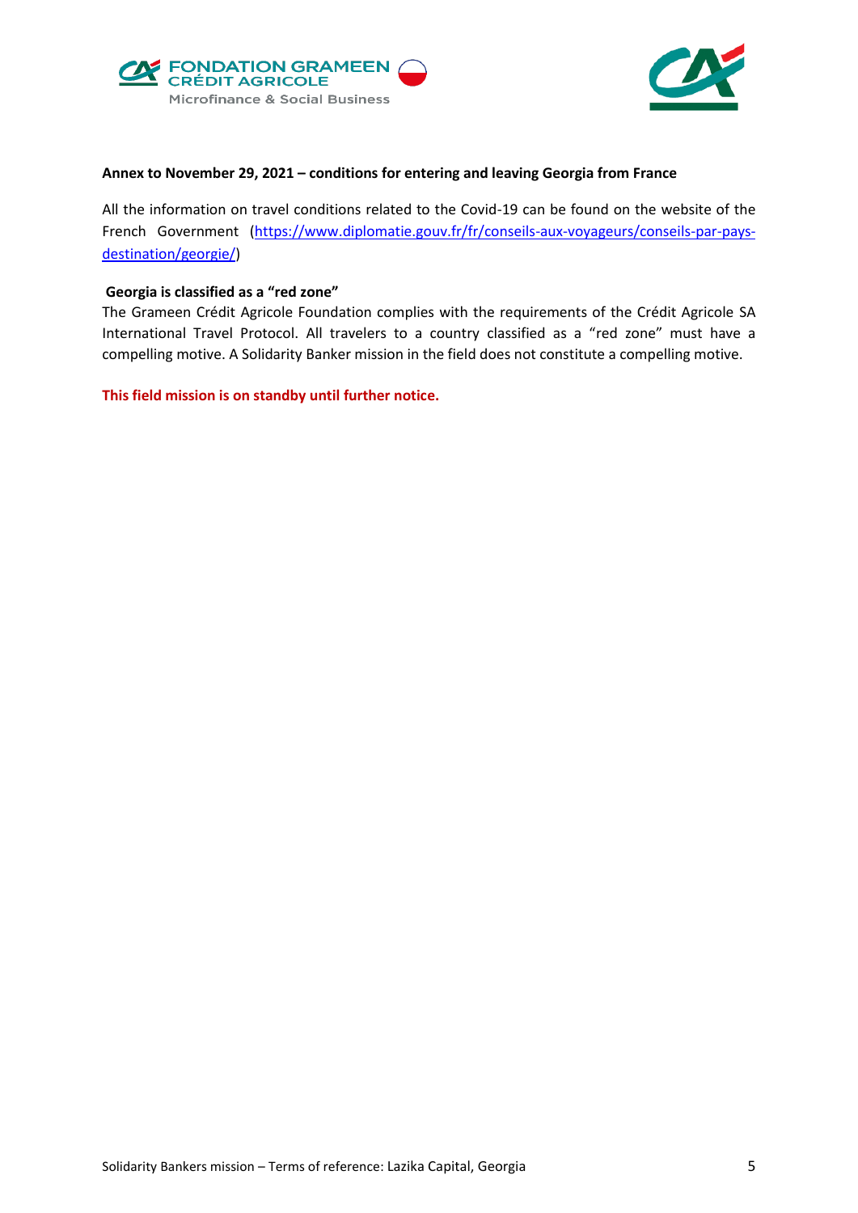**Annex to November 29, 2021 – conditions for entering and leaving Georgia from France**

All the information on travel conditions related to the Covid-19 can be found on the website of the French Government (https://www.diplomatie.gouv.fr/fr/conseils-aux-voyageurs/conseils-par-pays-destination/georgie/)

**Georgia is classified as a "red zone"**

The Grameen Crédit Agricole Foundation complies with the requirements of the Crédit Agricole SA International Travel Protocol. All travelers to a country classified as a "red zone" must have a compelling motive. A Solidarity Banker mission in the field does not constitute a compelling motive.

**This field mission is on standby until further notice.**